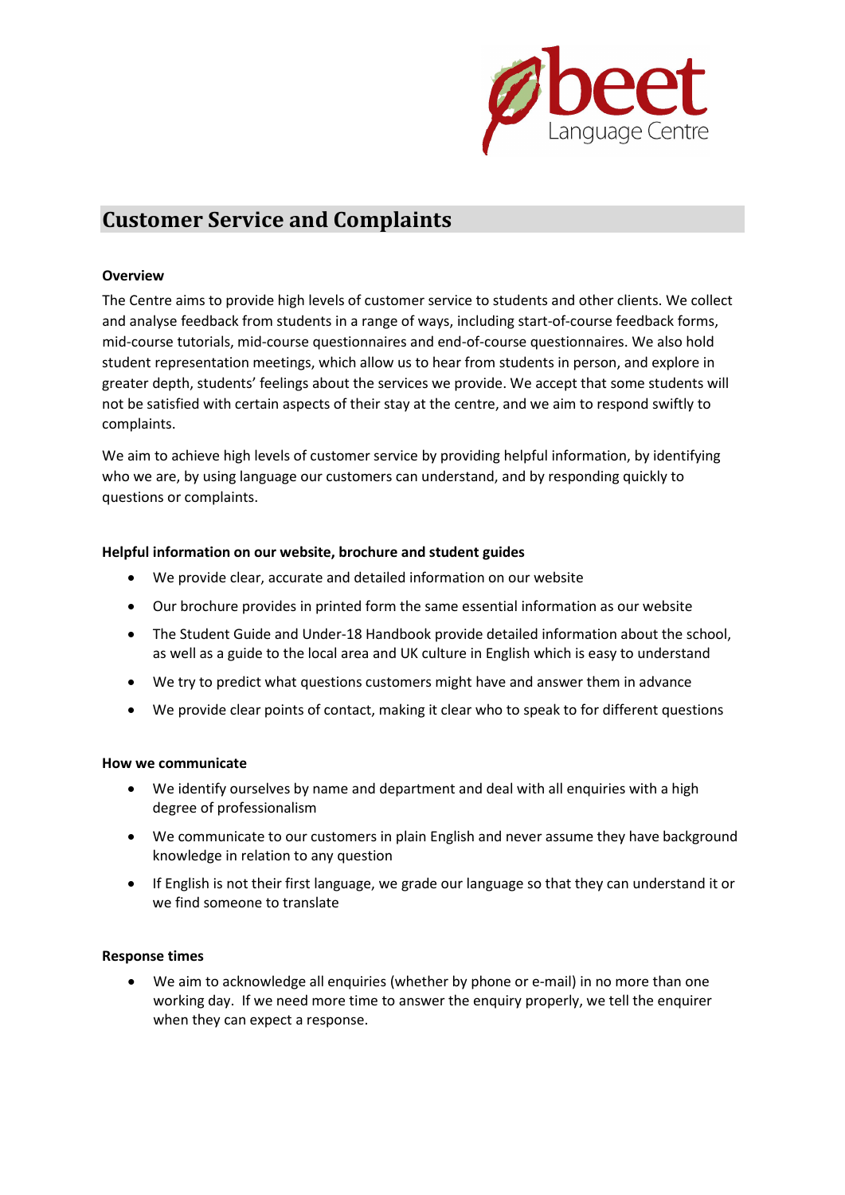beet Language Centre

# Customer Service and Complaints

**Overview**

The Centre aims to provide high levels of customer service to students and other clients. We collect and analyse feedback from students in a range of ways, including start-of-course feedback forms, mid-course tutorials, mid-course questionnaires and end-of-course questionnaires. We also hold student representation meetings, which allow us to hear from students in person, and explore in greater depth, students' feelings about the services we provide. We accept that some students will not be satisfied with certain aspects of their stay at the centre, and we aim to respond swiftly to complaints.

We aim to achieve high levels of customer service by providing helpful information, by identifying who we are, by using language our customers can understand, and by responding quickly to questions or complaints.

**Helpful information on our website, brochure and student guides**

- We provide clear, accurate and detailed information on our website
- Our brochure provides in printed form the same essential information as our website
- The Student Guide and Under-18 Handbook provide detailed information about the school, as well as a guide to the local area and UK culture in English which is easy to understand
- We try to predict what questions customers might have and answer them in advance
- We provide clear points of contact, making it clear who to speak to for different questions

**How we communicate**

- We identify ourselves by name and department and deal with all enquiries with a high degree of professionalism
- We communicate to our customers in plain English and never assume they have background knowledge in relation to any question
- If English is not their first language, we grade our language so that they can understand it or we find someone to translate

**Response times**

- We aim to acknowledge all enquiries (whether by phone or e-mail) in no more than one working day. If we need more time to answer the enquiry properly, we tell the enquirer when they can expect a response.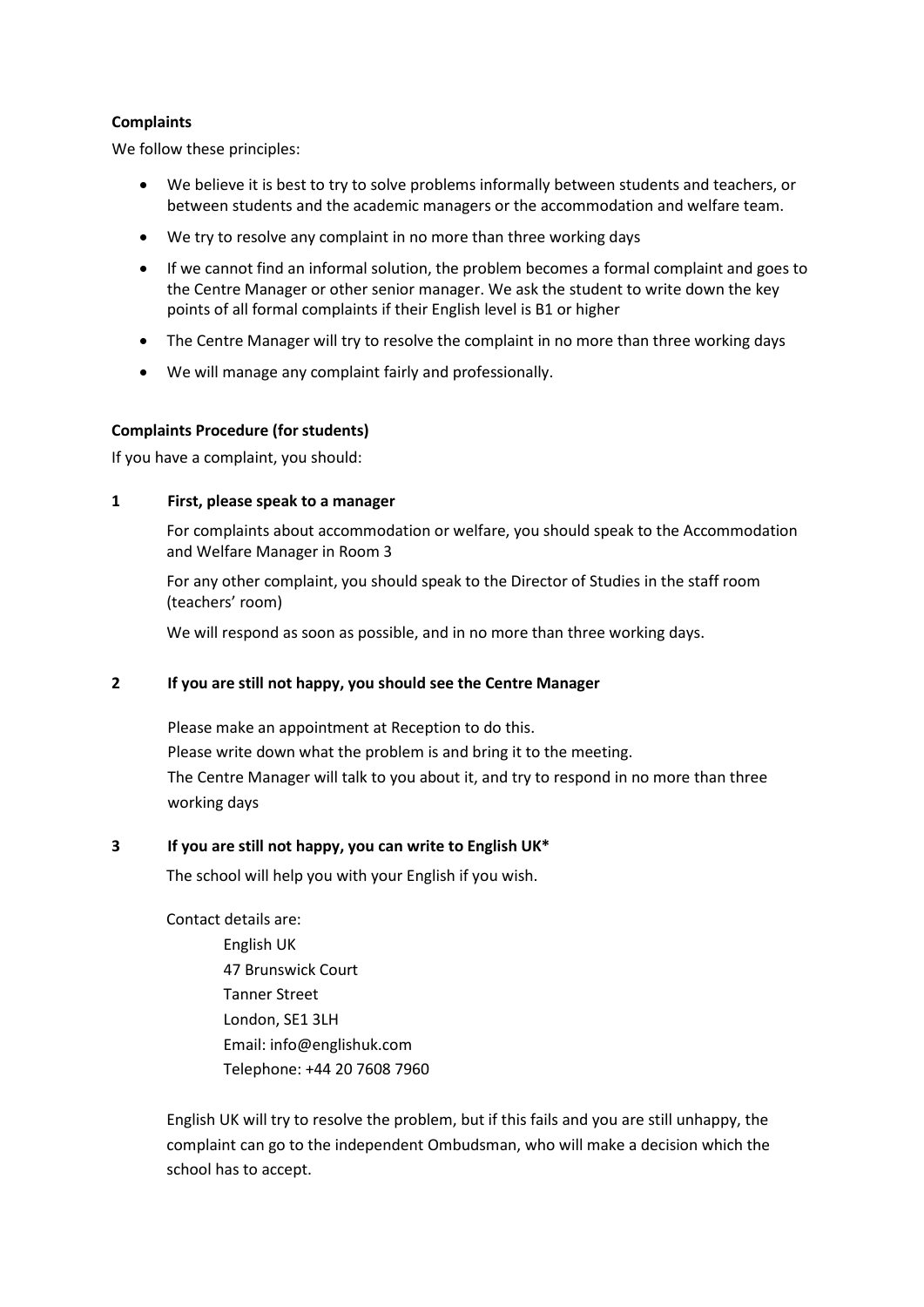**Complaints**

We follow these principles:

- We believe it is best to try to solve problems informally between students and teachers, or between students and the academic managers or the accommodation and welfare team.
- We try to resolve any complaint in no more than three working days
- If we cannot find an informal solution, the problem becomes a formal complaint and goes to the Centre Manager or other senior manager. We ask the student to write down the key points of all formal complaints if their English level is B1 or higher
- The Centre Manager will try to resolve the complaint in no more than three working days
- We will manage any complaint fairly and professionally.

**Complaints Procedure (for students)**

If you have a complaint, you should:

**1 First, please speak to a manager**

For complaints about accommodation or welfare, you should speak to the Accommodation and Welfare Manager in Room 3

For any other complaint, you should speak to the Director of Studies in the staff room (teachers' room)

We will respond as soon as possible, and in no more than three working days.

**2 If you are still not happy, you should see the Centre Manager**

Please make an appointment at Reception to do this.
Please write down what the problem is and bring it to the meeting.
The Centre Manager will talk to you about it, and try to respond in no more than three working days

**3 If you are still not happy, you can write to English UK***

The school will help you with your English if you wish.

Contact details are:

English UK
47 Brunswick Court
Tanner Street
London, SE1 3LH
Email: info@englishuk.com
Telephone: +44 20 7608 7960

English UK will try to resolve the problem, but if this fails and you are still unhappy, the complaint can go to the independent Ombudsman, who will make a decision which the school has to accept.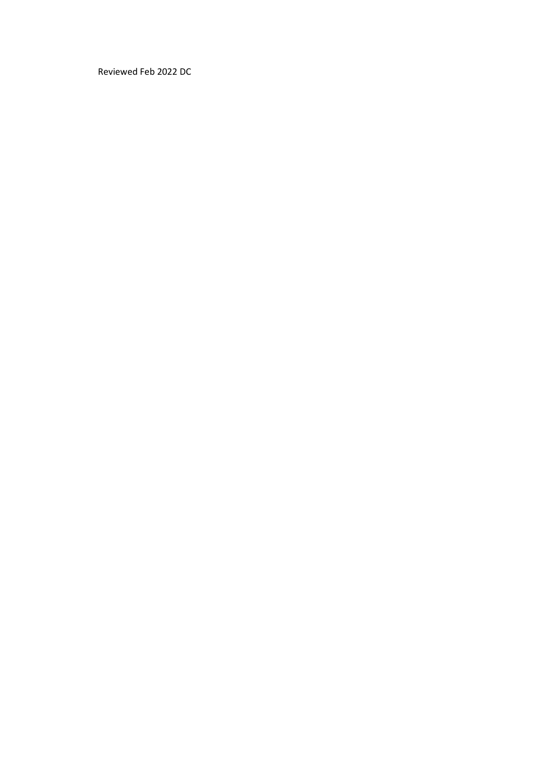Reviewed Feb 2022 DC